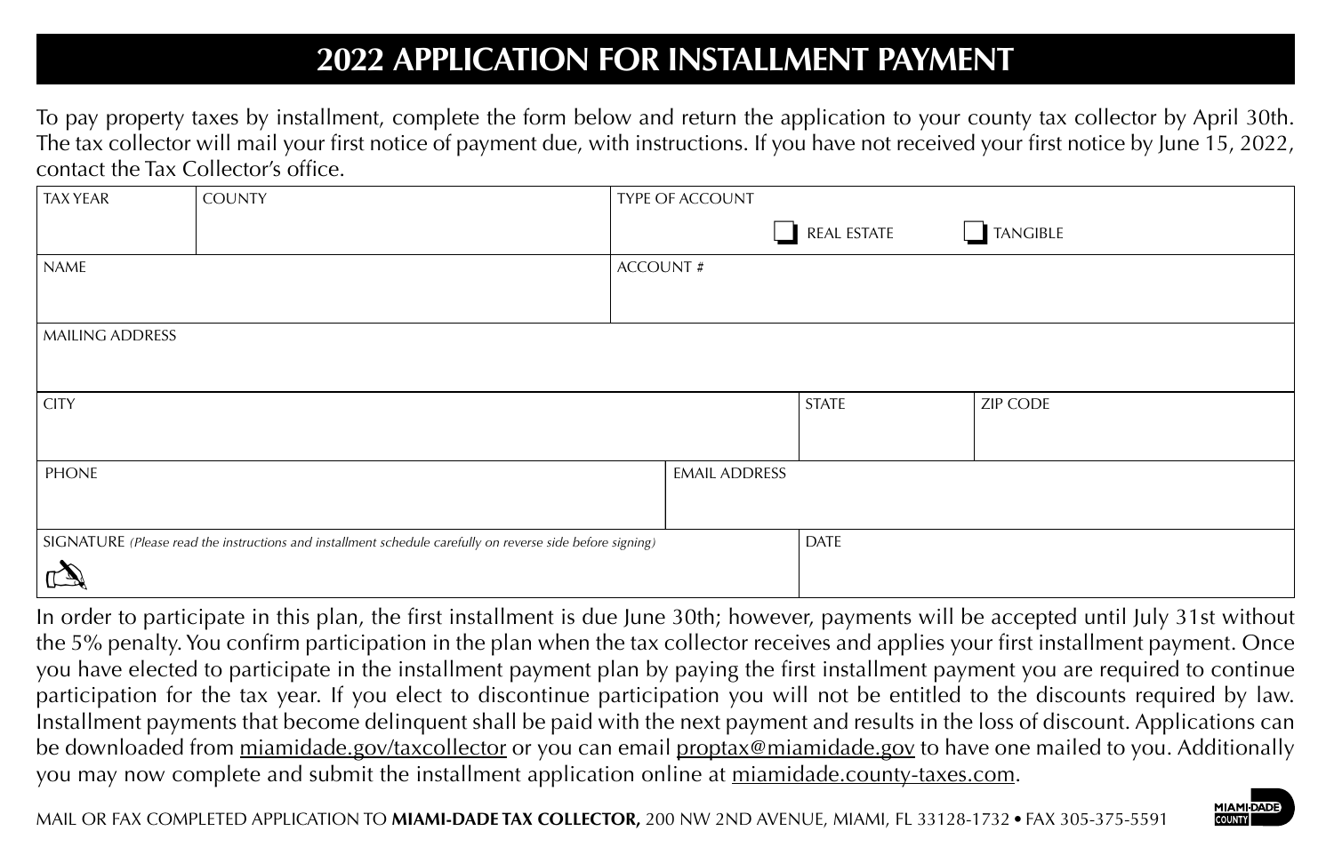# 2022 APPLICATION FOR INSTALLMENT PAYMENT

To pay property taxes by installment, complete the form below and return the application to your county tax collector by April 30th. The tax collector will mail your first notice of payment due, with instructions. If you have not received your first notice by June 15, 2022, contact the Tax Collector's office.

| TAX YEAR | COUNTY | TYPE OF ACCOUNT<br>☐ REAL ESTATE ☐ TANGIBLE | |
|---|---|---|---|
| NAME | | ACCOUNT # | |
| MAILING ADDRESS | | | |
| CITY | | STATE | ZIP CODE |
| PHONE | | EMAIL ADDRESS | |
| SIGNATURE *(Please read the instructions and installment schedule carefully on reverse side before signing)* | | DATE | |

In order to participate in this plan, the first installment is due June 30th; however, payments will be accepted until July 31st without the 5% penalty. You confirm participation in the plan when the tax collector receives and applies your first installment payment. Once you have elected to participate in the installment payment plan by paying the first installment payment you are required to continue participation for the tax year. If you elect to discontinue participation you will not be entitled to the discounts required by law. Installment payments that become delinquent shall be paid with the next payment and results in the loss of discount. Applications can be downloaded from miamidade.gov/taxcollector or you can email proptax@miamidade.gov to have one mailed to you. Additionally you may now complete and submit the installment application online at miamidade.county-taxes.com.

MAIL OR FAX COMPLETED APPLICATION TO **MIAMI-DADE TAX COLLECTOR,** 200 NW 2ND AVENUE, MIAMI, FL 33128-1732 • FAX 305-375-5591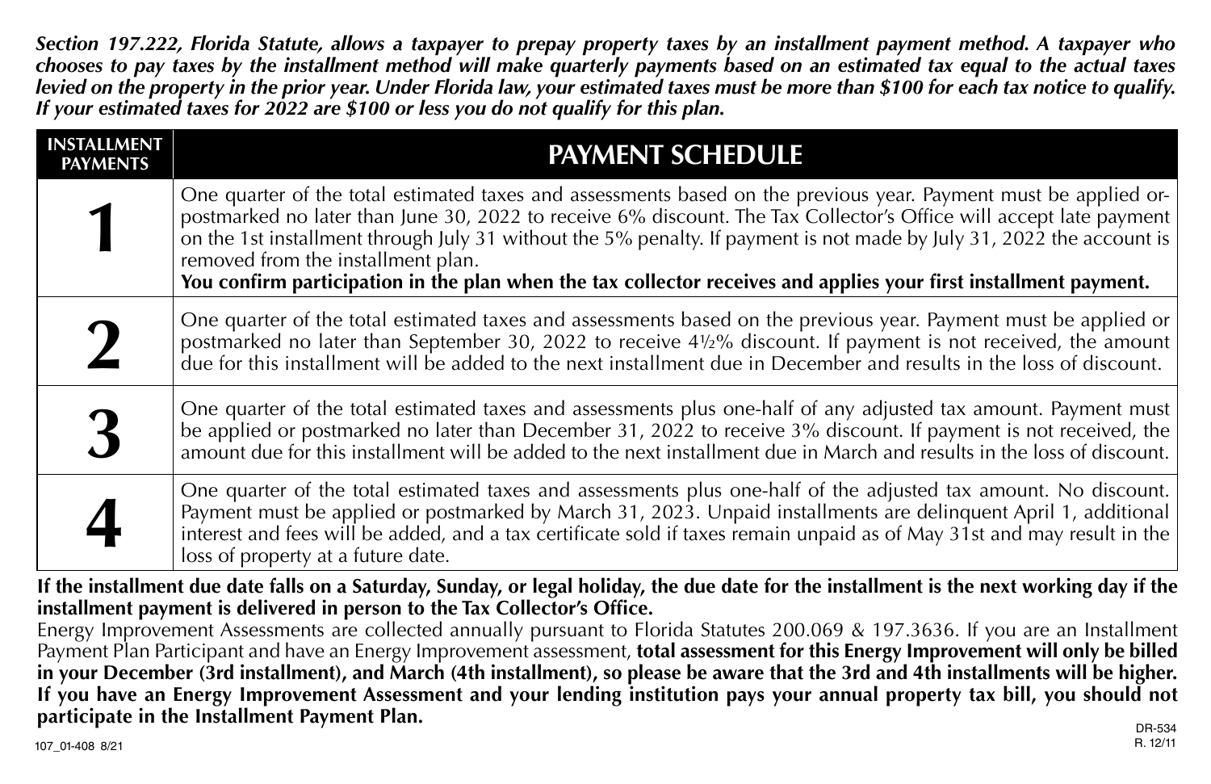***Section 197.222, Florida Statute, allows a taxpayer to prepay property taxes by an installment payment method. A taxpayer who chooses to pay taxes by the installment method will make quarterly payments based on an estimated tax equal to the actual taxes levied on the property in the prior year. Under Florida law, your estimated taxes must be more than $100 for each tax notice to qualify. If your estimated taxes for 2022 are $100 or less you do not qualify for this plan.***

| INSTALLMENT PAYMENTS | PAYMENT SCHEDULE |
|---|---|
| **1** | One quarter of the total estimated taxes and assessments based on the previous year. Payment must be applied or-postmarked no later than June 30, 2022 to receive 6% discount. The Tax Collector's Office will accept late payment on the 1st installment through July 31 without the 5% penalty. If payment is not made by July 31, 2022 the account is removed from the installment plan. **You confirm participation in the plan when the tax collector receives and applies your first installment payment.** |
| **2** | One quarter of the total estimated taxes and assessments based on the previous year. Payment must be applied or postmarked no later than September 30, 2022 to receive 4½% discount. If payment is not received, the amount due for this installment will be added to the next installment due in December and results in the loss of discount. |
| **3** | One quarter of the total estimated taxes and assessments plus one-half of any adjusted tax amount. Payment must be applied or postmarked no later than December 31, 2022 to receive 3% discount. If payment is not received, the amount due for this installment will be added to the next installment due in March and results in the loss of discount. |
| **4** | One quarter of the total estimated taxes and assessments plus one-half of the adjusted tax amount. No discount. Payment must be applied or postmarked by March 31, 2023. Unpaid installments are delinquent April 1, additional interest and fees will be added, and a tax certificate sold if taxes remain unpaid as of May 31st and may result in the loss of property at a future date. |

**If the installment due date falls on a Saturday, Sunday, or legal holiday, the due date for the installment is the next working day if the installment payment is delivered in person to the Tax Collector's Office.**

Energy Improvement Assessments are collected annually pursuant to Florida Statutes 200.069 & 197.3636. If you are an Installment Payment Plan Participant and have an Energy Improvement assessment, **total assessment for this Energy Improvement will only be billed in your December (3rd installment), and March (4th installment), so please be aware that the 3rd and 4th installments will be higher. If you have an Energy Improvement Assessment and your lending institution pays your annual property tax bill, you should not participate in the Installment Payment Plan.**

107_01-408 8/21

DR-534
R. 12/11